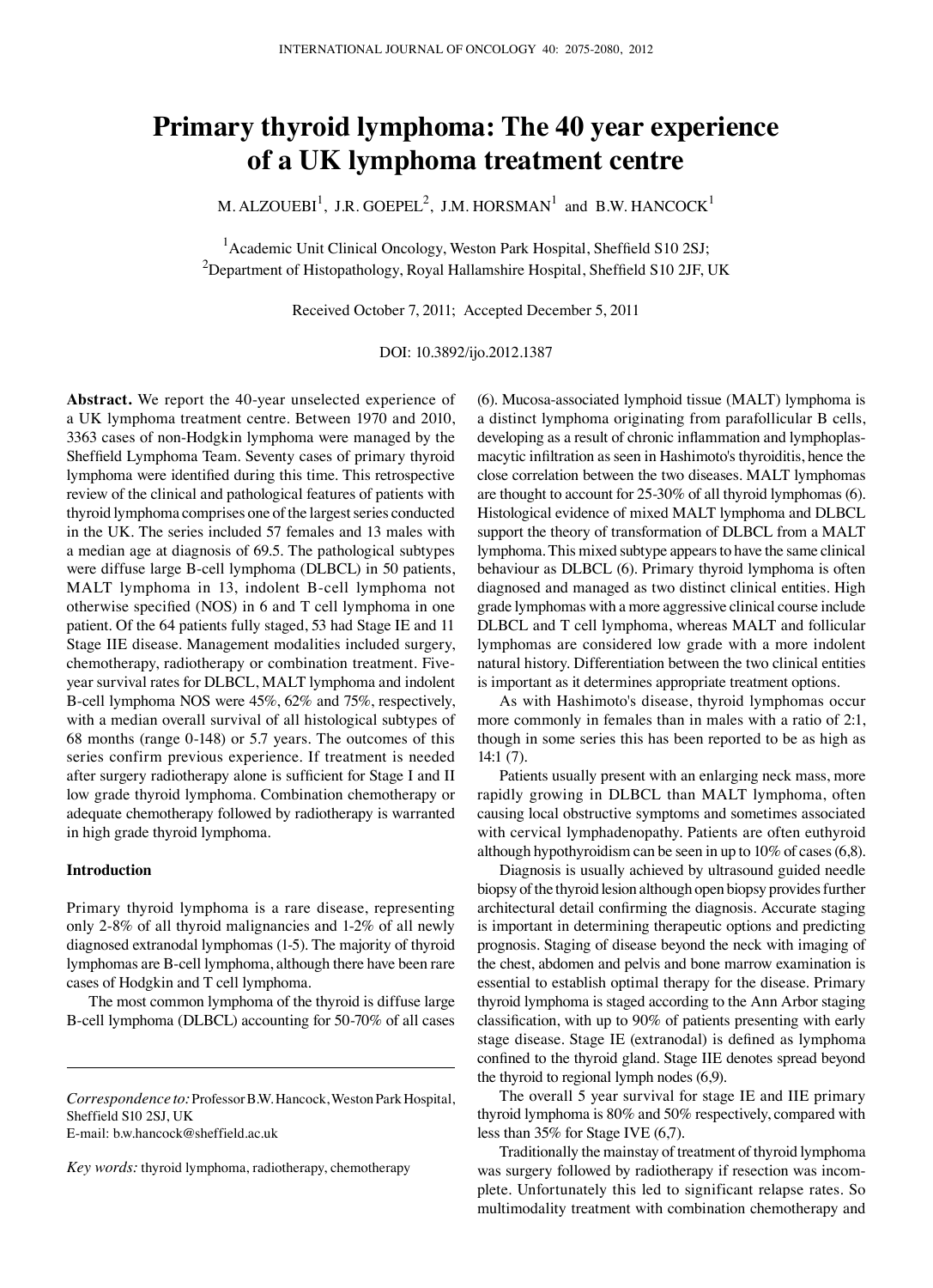# Primary thyroid lymphoma: The 40 year experience of a UK lymphoma treatment centre

M. ALZOUEBI[1], J.R. GOEPEL[2], J.M. HORSMAN[1] and B.W. HANCOCK[1]

[1]Academic Unit Clinical Oncology, Weston Park Hospital, Sheffield S10 2SJ;
[2]Department of Histopathology, Royal Hallamshire Hospital, Sheffield S10 2JF, UK

Received October 7, 2011; Accepted December 5, 2011

DOI: 10.3892/ijo.2012.1387

**Abstract.** We report the 40-year unselected experience of a UK lymphoma treatment centre. Between 1970 and 2010, 3363 cases of non-Hodgkin lymphoma were managed by the Sheffield Lymphoma Team. Seventy cases of primary thyroid lymphoma were identified during this time. This retrospective review of the clinical and pathological features of patients with thyroid lymphoma comprises one of the largest series conducted in the UK. The series included 57 females and 13 males with a median age at diagnosis of 69.5. The pathological subtypes were diffuse large B-cell lymphoma (DLBCL) in 50 patients, MALT lymphoma in 13, indolent B-cell lymphoma not otherwise specified (NOS) in 6 and T cell lymphoma in one patient. Of the 64 patients fully staged, 53 had Stage IE and 11 Stage IIE disease. Management modalities included surgery, chemotherapy, radiotherapy or combination treatment. Five-year survival rates for DLBCL, MALT lymphoma and indolent B-cell lymphoma NOS were 45%, 62% and 75%, respectively, with a median overall survival of all histological subtypes of 68 months (range 0-148) or 5.7 years. The outcomes of this series confirm previous experience. If treatment is needed after surgery radiotherapy alone is sufficient for Stage I and II low grade thyroid lymphoma. Combination chemotherapy or adequate chemotherapy followed by radiotherapy is warranted in high grade thyroid lymphoma.

## Introduction

Primary thyroid lymphoma is a rare disease, representing only 2-8% of all thyroid malignancies and 1-2% of all newly diagnosed extranodal lymphomas (1-5). The majority of thyroid lymphomas are B-cell lymphoma, although there have been rare cases of Hodgkin and T cell lymphoma.

The most common lymphoma of the thyroid is diffuse large B-cell lymphoma (DLBCL) accounting for 50-70% of all cases (6). Mucosa-associated lymphoid tissue (MALT) lymphoma is a distinct lymphoma originating from parafollicular B cells, developing as a result of chronic inflammation and lymphoplasmacytic infiltration as seen in Hashimoto's thyroiditis, hence the close correlation between the two diseases. MALT lymphomas are thought to account for 25-30% of all thyroid lymphomas (6). Histological evidence of mixed MALT lymphoma and DLBCL support the theory of transformation of DLBCL from a MALT lymphoma. This mixed subtype appears to have the same clinical behaviour as DLBCL (6). Primary thyroid lymphoma is often diagnosed and managed as two distinct clinical entities. High grade lymphomas with a more aggressive clinical course include DLBCL and T cell lymphoma, whereas MALT and follicular lymphomas are considered low grade with a more indolent natural history. Differentiation between the two clinical entities is important as it determines appropriate treatment options.

As with Hashimoto's disease, thyroid lymphomas occur more commonly in females than in males with a ratio of 2:1, though in some series this has been reported to be as high as 14:1 (7).

Patients usually present with an enlarging neck mass, more rapidly growing in DLBCL than MALT lymphoma, often causing local obstructive symptoms and sometimes associated with cervical lymphadenopathy. Patients are often euthyroid although hypothyroidism can be seen in up to 10% of cases (6,8).

Diagnosis is usually achieved by ultrasound guided needle biopsy of the thyroid lesion although open biopsy provides further architectural detail confirming the diagnosis. Accurate staging is important in determining therapeutic options and predicting prognosis. Staging of disease beyond the neck with imaging of the chest, abdomen and pelvis and bone marrow examination is essential to establish optimal therapy for the disease. Primary thyroid lymphoma is staged according to the Ann Arbor staging classification, with up to 90% of patients presenting with early stage disease. Stage IE (extranodal) is defined as lymphoma confined to the thyroid gland. Stage IIE denotes spread beyond the thyroid to regional lymph nodes (6,9).

The overall 5 year survival for stage IE and IIE primary thyroid lymphoma is 80% and 50% respectively, compared with less than 35% for Stage IVE (6,7).

Traditionally the mainstay of treatment of thyroid lymphoma was surgery followed by radiotherapy if resection was incomplete. Unfortunately this led to significant relapse rates. So multimodality treatment with combination chemotherapy and

*Correspondence to:* Professor B.W. Hancock, Weston Park Hospital, Sheffield S10 2SJ, UK
E-mail: b.w.hancock@sheffield.ac.uk

*Key words:* thyroid lymphoma, radiotherapy, chemotherapy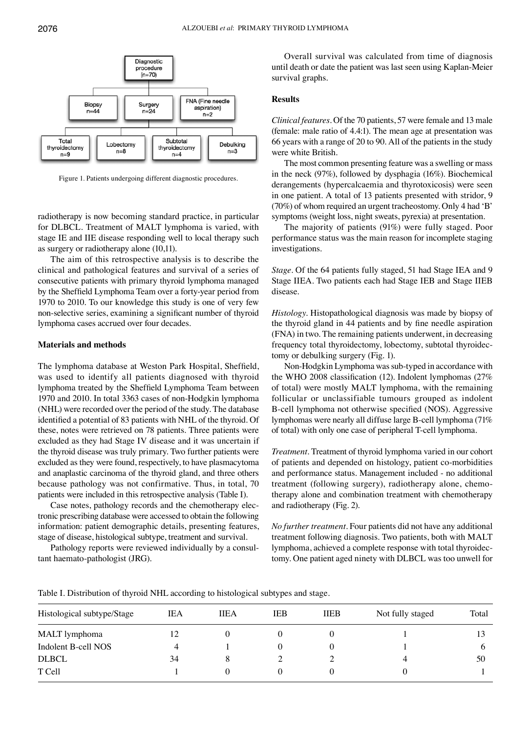Figure 1. Patients undergoing different diagnostic procedures.

radiotherapy is now becoming standard practice, in particular for DLBCL. Treatment of MALT lymphoma is varied, with stage IE and IIE disease responding well to local therapy such as surgery or radiotherapy alone (10,11).

The aim of this retrospective analysis is to describe the clinical and pathological features and survival of a series of consecutive patients with primary thyroid lymphoma managed by the Sheffield Lymphoma Team over a forty-year period from 1970 to 2010. To our knowledge this study is one of very few non-selective series, examining a significant number of thyroid lymphoma cases accrued over four decades.

## Materials and methods

The lymphoma database at Weston Park Hospital, Sheffield, was used to identify all patients diagnosed with thyroid lymphoma treated by the Sheffield Lymphoma Team between 1970 and 2010. In total 3363 cases of non-Hodgkin lymphoma (NHL) were recorded over the period of the study. The database identified a potential of 83 patients with NHL of the thyroid. Of these, notes were retrieved on 78 patients. Three patients were excluded as they had Stage IV disease and it was uncertain if the thyroid disease was truly primary. Two further patients were excluded as they were found, respectively, to have plasmacytoma and anaplastic carcinoma of the thyroid gland, and three others because pathology was not confirmative. Thus, in total, 70 patients were included in this retrospective analysis (Table I).

Case notes, pathology records and the chemotherapy electronic prescribing database were accessed to obtain the following information: patient demographic details, presenting features, stage of disease, histological subtype, treatment and survival.

Pathology reports were reviewed individually by a consultant haemato-pathologist (JRG).

Overall survival was calculated from time of diagnosis until death or date the patient was last seen using Kaplan-Meier survival graphs.

## Results

*Clinical features.* Of the 70 patients, 57 were female and 13 male (female: male ratio of 4.4:1). The mean age at presentation was 66 years with a range of 20 to 90. All of the patients in the study were white British.

The most common presenting feature was a swelling or mass in the neck (97%), followed by dysphagia (16%). Biochemical derangements (hypercalcaemia and thyrotoxicosis) were seen in one patient. A total of 13 patients presented with stridor, 9 (70%) of whom required an urgent tracheostomy. Only 4 had 'B' symptoms (weight loss, night sweats, pyrexia) at presentation.

The majority of patients (91%) were fully staged. Poor performance status was the main reason for incomplete staging investigations.

*Stage.* Of the 64 patients fully staged, 51 had Stage IEA and 9 Stage IIEA. Two patients each had Stage IEB and Stage IIEB disease.

*Histology.* Histopathological diagnosis was made by biopsy of the thyroid gland in 44 patients and by fine needle aspiration (FNA) in two. The remaining patients underwent, in decreasing frequency total thyroidectomy, lobectomy, subtotal thyroidectomy or debulking surgery (Fig. 1).

Non-Hodgkin Lymphoma was sub-typed in accordance with the WHO 2008 classification (12). Indolent lymphomas (27% of total) were mostly MALT lymphoma, with the remaining follicular or unclassifiable tumours grouped as indolent B-cell lymphoma not otherwise specified (NOS). Aggressive lymphomas were nearly all diffuse large B-cell lymphoma (71% of total) with only one case of peripheral T-cell lymphoma.

*Treatment.* Treatment of thyroid lymphoma varied in our cohort of patients and depended on histology, patient co-morbidities and performance status. Management included - no additional treatment (following surgery), radiotherapy alone, chemotherapy alone and combination treatment with chemotherapy and radiotherapy (Fig. 2).

*No further treatment.* Four patients did not have any additional treatment following diagnosis. Two patients, both with MALT lymphoma, achieved a complete response with total thyroidectomy. One patient aged ninety with DLBCL was too unwell for

Table I. Distribution of thyroid NHL according to histological subtypes and stage.

| Histological subtype/Stage | IEA | IIEA | IEB | IIEB | Not fully staged | Total |
|---|---|---|---|---|---|---|
| MALT lymphoma | 12 | 0 | 0 | 0 | 1 | 13 |
| Indolent B-cell NOS | 4 | 1 | 0 | 0 | 1 | 6 |
| DLBCL | 34 | 8 | 2 | 2 | 4 | 50 |
| T Cell | 1 | 0 | 0 | 0 | 0 | 1 |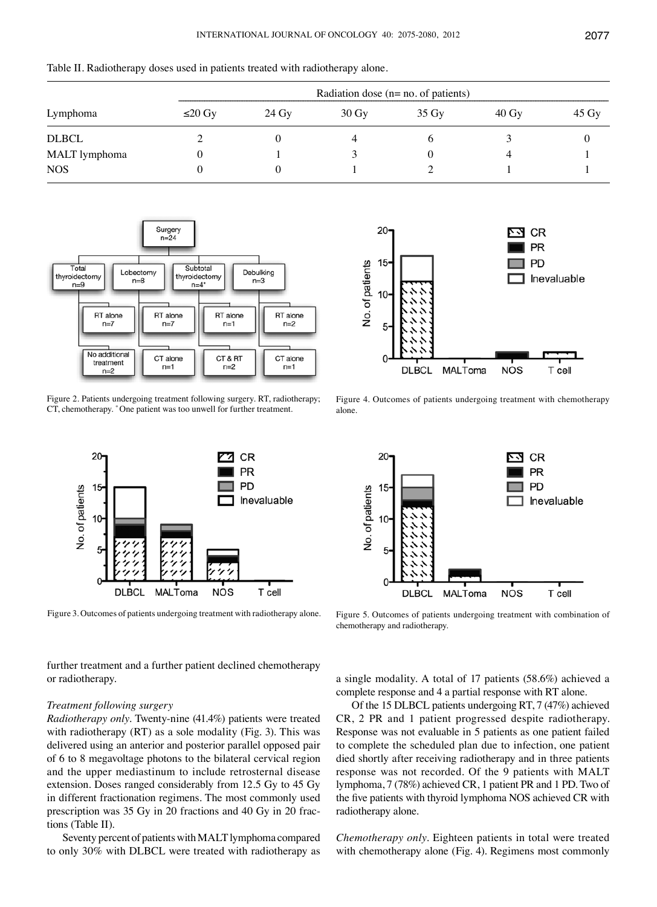Table II. Radiotherapy doses used in patients treated with radiotherapy alone.

| Lymphoma | Radiation dose (n= no. of patients) | | | | | |
|---|---|---|---|---|---|---|
| | ≤20 Gy | 24 Gy | 30 Gy | 35 Gy | 40 Gy | 45 Gy |
| DLBCL | 2 | 0 | 4 | 6 | 3 | 0 |
| MALT lymphoma | 0 | 1 | 3 | 0 | 4 | 1 |
| NOS | 0 | 0 | 1 | 2 | 1 | 1 |

Figure 2. Patients undergoing treatment following surgery. RT, radiotherapy; CT, chemotherapy. *One patient was too unwell for further treatment.

Figure 4. Outcomes of patients undergoing treatment with chemotherapy alone.

Figure 3. Outcomes of patients undergoing treatment with radiotherapy alone.

Figure 5. Outcomes of patients undergoing treatment with combination of chemotherapy and radiotherapy.

further treatment and a further patient declined chemotherapy or radiotherapy.

*Treatment following surgery*

*Radiotherapy only*. Twenty-nine (41.4%) patients were treated with radiotherapy (RT) as a sole modality (Fig. 3). This was delivered using an anterior and posterior parallel opposed pair of 6 to 8 megavoltage photons to the bilateral cervical region and the upper mediastinum to include retrosternal disease extension. Doses ranged considerably from 12.5 Gy to 45 Gy in different fractionation regimens. The most commonly used prescription was 35 Gy in 20 fractions and 40 Gy in 20 fractions (Table II).

Seventy percent of patients with MALT lymphoma compared to only 30% with DLBCL were treated with radiotherapy as a single modality. A total of 17 patients (58.6%) achieved a complete response and 4 a partial response with RT alone.

Of the 15 DLBCL patients undergoing RT, 7 (47%) achieved CR, 2 PR and 1 patient progressed despite radiotherapy. Response was not evaluable in 5 patients as one patient failed to complete the scheduled plan due to infection, one patient died shortly after receiving radiotherapy and in three patients response was not recorded. Of the 9 patients with MALT lymphoma, 7 (78%) achieved CR, 1 patient PR and 1 PD. Two of the five patients with thyroid lymphoma NOS achieved CR with radiotherapy alone.

*Chemotherapy only*. Eighteen patients in total were treated with chemotherapy alone (Fig. 4). Regimens most commonly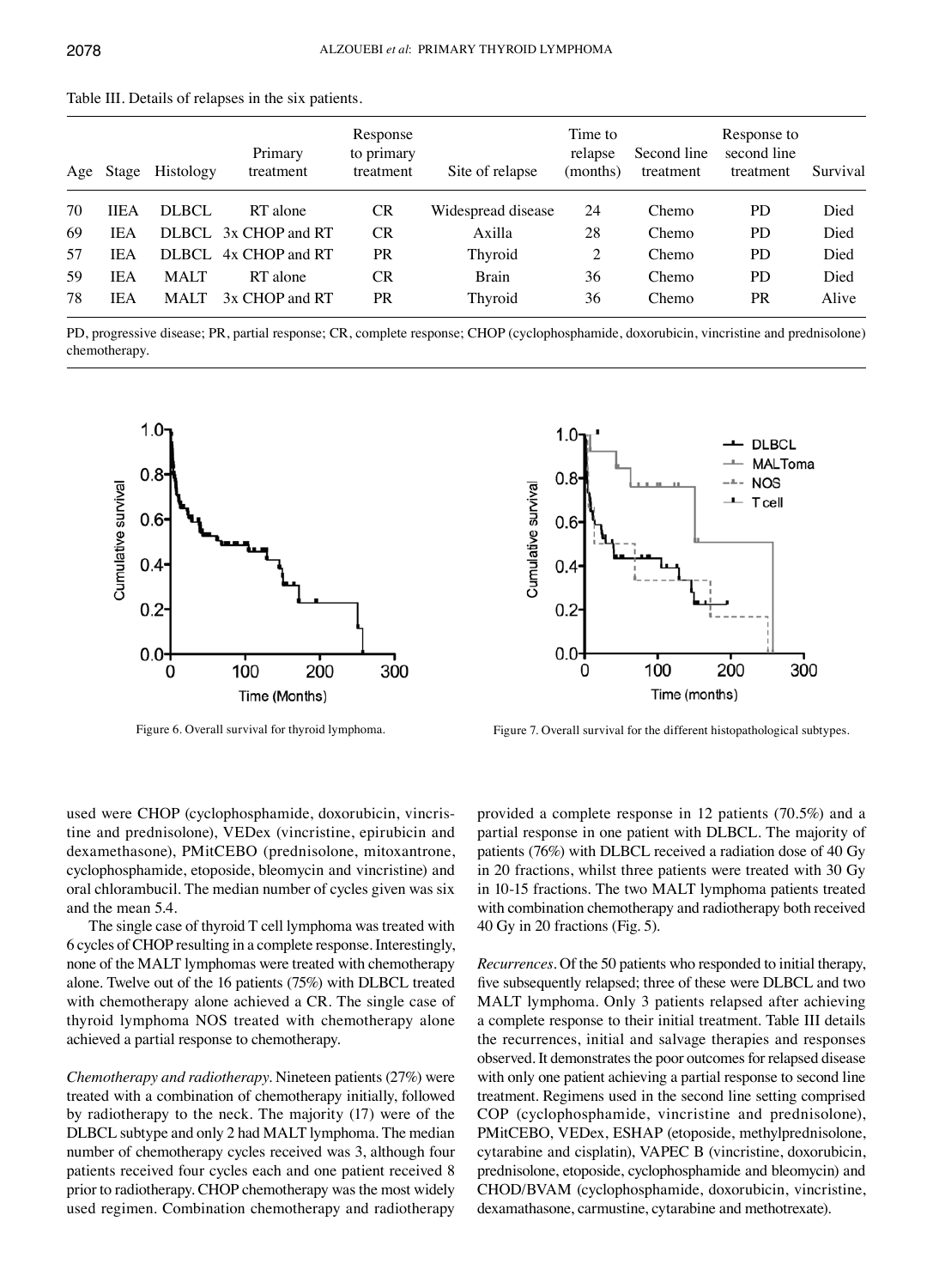Table III. Details of relapses in the six patients.

| Age | Stage | Histology | Primary treatment | Response to primary treatment | Site of relapse | Time to relapse (months) | Second line treatment | Response to second line treatment | Survival |
|---|---|---|---|---|---|---|---|---|---|
| 70 | IIEA | DLBCL | RT alone | CR | Widespread disease | 24 | Chemo | PD | Died |
| 69 | IEA | DLBCL | 3x CHOP and RT | CR | Axilla | 28 | Chemo | PD | Died |
| 57 | IEA | DLBCL | 4x CHOP and RT | PR | Thyroid | 2 | Chemo | PD | Died |
| 59 | IEA | MALT | RT alone | CR | Brain | 36 | Chemo | PD | Died |
| 78 | IEA | MALT | 3x CHOP and RT | PR | Thyroid | 36 | Chemo | PR | Alive |

PD, progressive disease; PR, partial response; CR, complete response; CHOP (cyclophosphamide, doxorubicin, vincristine and prednisolone) chemotherapy.

Figure 6. Overall survival for thyroid lymphoma.

Figure 7. Overall survival for the different histopathological subtypes.

used were CHOP (cyclophosphamide, doxorubicin, vincristine and prednisolone), VEDex (vincristine, epirubicin and dexamethasone), PMitCEBO (prednisolone, mitoxantrone, cyclophosphamide, etoposide, bleomycin and vincristine) and oral chlorambucil. The median number of cycles given was six and the mean 5.4.

The single case of thyroid T cell lymphoma was treated with 6 cycles of CHOP resulting in a complete response. Interestingly, none of the MALT lymphomas were treated with chemotherapy alone. Twelve out of the 16 patients (75%) with DLBCL treated with chemotherapy alone achieved a CR. The single case of thyroid lymphoma NOS treated with chemotherapy alone achieved a partial response to chemotherapy.

*Chemotherapy and radiotherapy.* Nineteen patients (27%) were treated with a combination of chemotherapy initially, followed by radiotherapy to the neck. The majority (17) were of the DLBCL subtype and only 2 had MALT lymphoma. The median number of chemotherapy cycles received was 3, although four patients received four cycles each and one patient received 8 prior to radiotherapy. CHOP chemotherapy was the most widely used regimen. Combination chemotherapy and radiotherapy provided a complete response in 12 patients (70.5%) and a partial response in one patient with DLBCL. The majority of patients (76%) with DLBCL received a radiation dose of 40 Gy in 20 fractions, whilst three patients were treated with 30 Gy in 10-15 fractions. The two MALT lymphoma patients treated with combination chemotherapy and radiotherapy both received 40 Gy in 20 fractions (Fig. 5).

*Recurrences.* Of the 50 patients who responded to initial therapy, five subsequently relapsed; three of these were DLBCL and two MALT lymphoma. Only 3 patients relapsed after achieving a complete response to their initial treatment. Table III details the recurrences, initial and salvage therapies and responses observed. It demonstrates the poor outcomes for relapsed disease with only one patient achieving a partial response to second line treatment. Regimens used in the second line setting comprised COP (cyclophosphamide, vincristine and prednisolone), PMitCEBO, VEDex, ESHAP (etoposide, methylprednisolone, cytarabine and cisplatin), VAPEC B (vincristine, doxorubicin, prednisolone, etoposide, cyclophosphamide and bleomycin) and CHOD/BVAM (cyclophosphamide, doxorubicin, vincristine, dexamathasone, carmustine, cytarabine and methotrexate).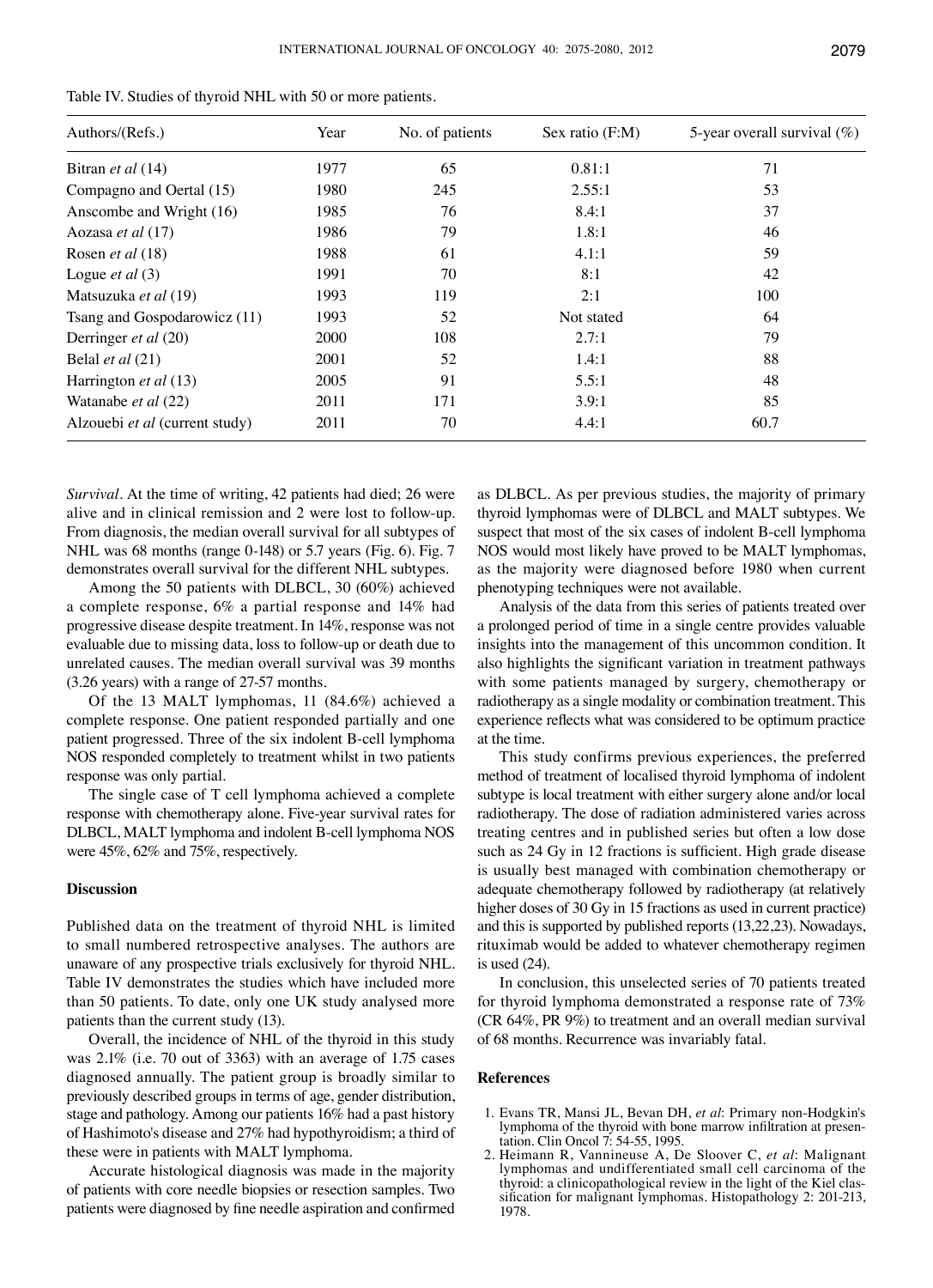Table IV. Studies of thyroid NHL with 50 or more patients.

| Authors/(Refs.) | Year | No. of patients | Sex ratio (F:M) | 5-year overall survival (%) |
|---|---|---|---|---|
| Bitran *et al* (14) | 1977 | 65 | 0.81:1 | 71 |
| Compagno and Oertal (15) | 1980 | 245 | 2.55:1 | 53 |
| Anscombe and Wright (16) | 1985 | 76 | 8.4:1 | 37 |
| Aozasa *et al* (17) | 1986 | 79 | 1.8:1 | 46 |
| Rosen *et al* (18) | 1988 | 61 | 4.1:1 | 59 |
| Logue *et al* (3) | 1991 | 70 | 8:1 | 42 |
| Matsuzuka *et al* (19) | 1993 | 119 | 2:1 | 100 |
| Tsang and Gospodarowicz (11) | 1993 | 52 | Not stated | 64 |
| Derringer *et al* (20) | 2000 | 108 | 2.7:1 | 79 |
| Belal *et al* (21) | 2001 | 52 | 1.4:1 | 88 |
| Harrington *et al* (13) | 2005 | 91 | 5.5:1 | 48 |
| Watanabe *et al* (22) | 2011 | 171 | 3.9:1 | 85 |
| Alzouebi *et al* (current study) | 2011 | 70 | 4.4:1 | 60.7 |

*Survival*. At the time of writing, 42 patients had died; 26 were alive and in clinical remission and 2 were lost to follow-up. From diagnosis, the median overall survival for all subtypes of NHL was 68 months (range 0-148) or 5.7 years (Fig. 6). Fig. 7 demonstrates overall survival for the different NHL subtypes.

Among the 50 patients with DLBCL, 30 (60%) achieved a complete response, 6% a partial response and 14% had progressive disease despite treatment. In 14%, response was not evaluable due to missing data, loss to follow-up or death due to unrelated causes. The median overall survival was 39 months (3.26 years) with a range of 27-57 months.

Of the 13 MALT lymphomas, 11 (84.6%) achieved a complete response. One patient responded partially and one patient progressed. Three of the six indolent B-cell lymphoma NOS responded completely to treatment whilst in two patients response was only partial.

The single case of T cell lymphoma achieved a complete response with chemotherapy alone. Five-year survival rates for DLBCL, MALT lymphoma and indolent B-cell lymphoma NOS were 45%, 62% and 75%, respectively.

## Discussion

Published data on the treatment of thyroid NHL is limited to small numbered retrospective analyses. The authors are unaware of any prospective trials exclusively for thyroid NHL. Table IV demonstrates the studies which have included more than 50 patients. To date, only one UK study analysed more patients than the current study (13).

Overall, the incidence of NHL of the thyroid in this study was 2.1% (i.e. 70 out of 3363) with an average of 1.75 cases diagnosed annually. The patient group is broadly similar to previously described groups in terms of age, gender distribution, stage and pathology. Among our patients 16% had a past history of Hashimoto's disease and 27% had hypothyroidism; a third of these were in patients with MALT lymphoma.

Accurate histological diagnosis was made in the majority of patients with core needle biopsies or resection samples. Two patients were diagnosed by fine needle aspiration and confirmed as DLBCL. As per previous studies, the majority of primary thyroid lymphomas were of DLBCL and MALT subtypes. We suspect that most of the six cases of indolent B-cell lymphoma NOS would most likely have proved to be MALT lymphomas, as the majority were diagnosed before 1980 when current phenotyping techniques were not available.

Analysis of the data from this series of patients treated over a prolonged period of time in a single centre provides valuable insights into the management of this uncommon condition. It also highlights the significant variation in treatment pathways with some patients managed by surgery, chemotherapy or radiotherapy as a single modality or combination treatment. This experience reflects what was considered to be optimum practice at the time.

This study confirms previous experiences, the preferred method of treatment of localised thyroid lymphoma of indolent subtype is local treatment with either surgery alone and/or local radiotherapy. The dose of radiation administered varies across treating centres and in published series but often a low dose such as 24 Gy in 12 fractions is sufficient. High grade disease is usually best managed with combination chemotherapy or adequate chemotherapy followed by radiotherapy (at relatively higher doses of 30 Gy in 15 fractions as used in current practice) and this is supported by published reports (13,22,23). Nowadays, rituximab would be added to whatever chemotherapy regimen is used (24).

In conclusion, this unselected series of 70 patients treated for thyroid lymphoma demonstrated a response rate of 73% (CR 64%, PR 9%) to treatment and an overall median survival of 68 months. Recurrence was invariably fatal.

## References

1. Evans TR, Mansi JL, Bevan DH, *et al*: Primary non-Hodgkin's lymphoma of the thyroid with bone marrow infiltration at presentation. Clin Oncol 7: 54-55, 1995.
2. Heimann R, Vannineuse A, De Sloover C, *et al*: Malignant lymphomas and undifferentiated small cell carcinoma of the thyroid: a clinicopathological review in the light of the Kiel classification for malignant lymphomas. Histopathology 2: 201-213, 1978.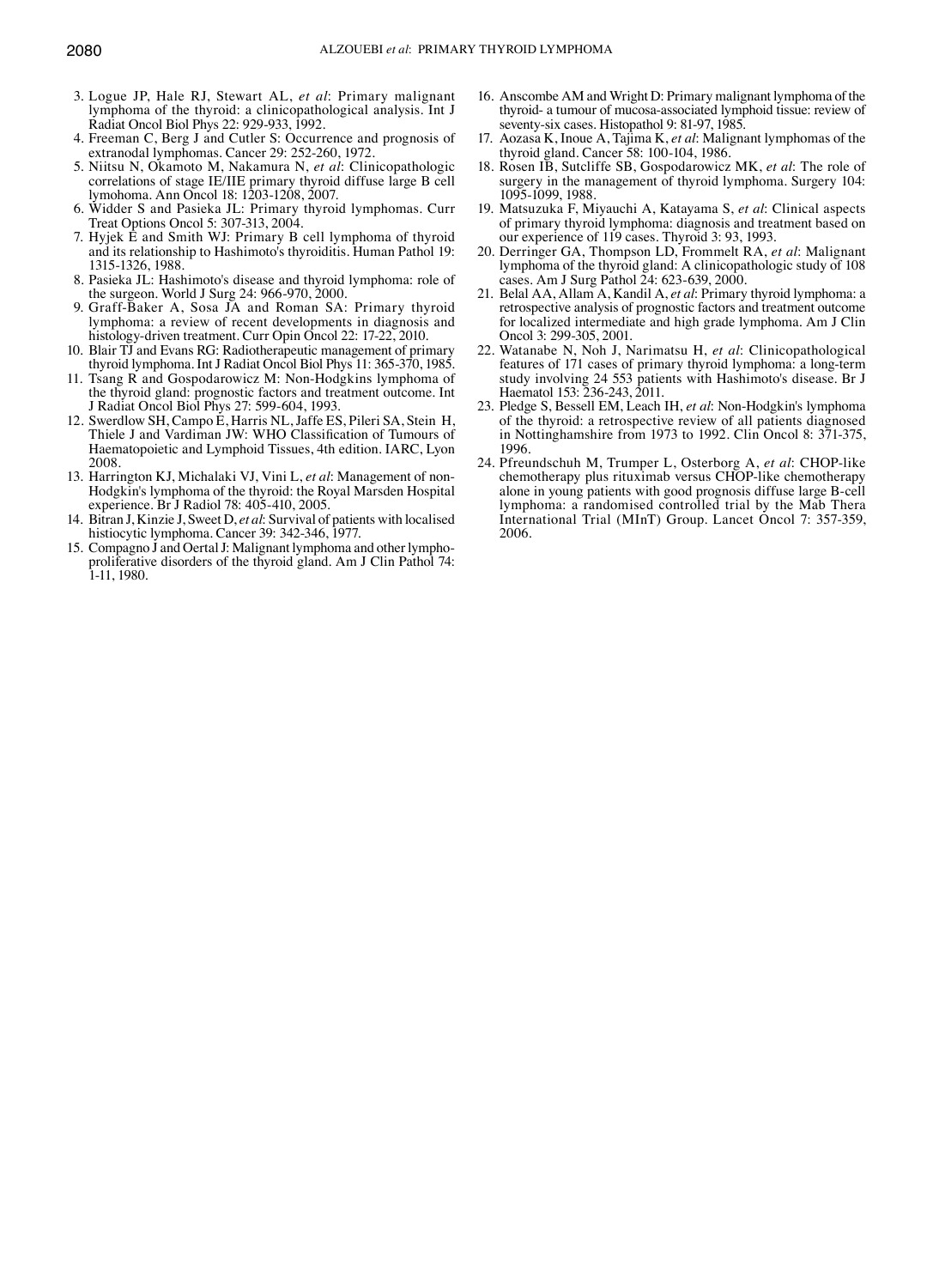3. Logue JP, Hale RJ, Stewart AL, *et al*: Primary malignant lymphoma of the thyroid: a clinicopathological analysis. Int J Radiat Oncol Biol Phys 22: 929-933, 1992.
4. Freeman C, Berg J and Cutler S: Occurrence and prognosis of extranodal lymphomas. Cancer 29: 252-260, 1972.
5. Niitsu N, Okamoto M, Nakamura N, *et al*: Clinicopathologic correlations of stage IE/IIE primary thyroid diffuse large B cell lymohoma. Ann Oncol 18: 1203-1208, 2007.
6. Widder S and Pasieka JL: Primary thyroid lymphomas. Curr Treat Options Oncol 5: 307-313, 2004.
7. Hyjek E and Smith WJ: Primary B cell lymphoma of thyroid and its relationship to Hashimoto's thyroiditis. Human Pathol 19: 1315-1326, 1988.
8. Pasieka JL: Hashimoto's disease and thyroid lymphoma: role of the surgeon. World J Surg 24: 966-970, 2000.
9. Graff-Baker A, Sosa JA and Roman SA: Primary thyroid lymphoma: a review of recent developments in diagnosis and histology-driven treatment. Curr Opin Oncol 22: 17-22, 2010.
10. Blair TJ and Evans RG: Radiotherapeutic management of primary thyroid lymphoma. Int J Radiat Oncol Biol Phys 11: 365-370, 1985.
11. Tsang R and Gospodarowicz M: Non-Hodgkins lymphoma of the thyroid gland: prognostic factors and treatment outcome. Int J Radiat Oncol Biol Phys 27: 599-604, 1993.
12. Swerdlow SH, Campo E, Harris NL, Jaffe ES, Pileri SA, Stein H, Thiele J and Vardiman JW: WHO Classification of Tumours of Haematopoietic and Lymphoid Tissues, 4th edition. IARC, Lyon 2008.
13. Harrington KJ, Michalaki VJ, Vini L, *et al*: Management of non-Hodgkin's lymphoma of the thyroid: the Royal Marsden Hospital experience. Br J Radiol 78: 405-410, 2005.
14. Bitran J, Kinzie J, Sweet D, *et al*: Survival of patients with localised histiocytic lymphoma. Cancer 39: 342-346, 1977.
15. Compagno J and Oertal J: Malignant lymphoma and other lymphoproliferative disorders of the thyroid gland. Am J Clin Pathol 74: 1-11, 1980.
16. Anscombe AM and Wright D: Primary malignant lymphoma of the thyroid- a tumour of mucosa-associated lymphoid tissue: review of seventy-six cases. Histopathol 9: 81-97, 1985.
17. Aozasa K, Inoue A, Tajima K, *et al*: Malignant lymphomas of the thyroid gland. Cancer 58: 100-104, 1986.
18. Rosen IB, Sutcliffe SB, Gospodarowicz MK, *et al*: The role of surgery in the management of thyroid lymphoma. Surgery 104: 1095-1099, 1988.
19. Matsuzuka F, Miyauchi A, Katayama S, *et al*: Clinical aspects of primary thyroid lymphoma: diagnosis and treatment based on our experience of 119 cases. Thyroid 3: 93, 1993.
20. Derringer GA, Thompson LD, Frommelt RA, *et al*: Malignant lymphoma of the thyroid gland: A clinicopathologic study of 108 cases. Am J Surg Pathol 24: 623-639, 2000.
21. Belal AA, Allam A, Kandil A, *et al*: Primary thyroid lymphoma: a retrospective analysis of prognostic factors and treatment outcome for localized intermediate and high grade lymphoma. Am J Clin Oncol 3: 299-305, 2001.
22. Watanabe N, Noh J, Narimatsu H, *et al*: Clinicopathological features of 171 cases of primary thyroid lymphoma: a long-term study involving 24 553 patients with Hashimoto's disease. Br J Haematol 153: 236-243, 2011.
23. Pledge S, Bessell EM, Leach IH, *et al*: Non-Hodgkin's lymphoma of the thyroid: a retrospective review of all patients diagnosed in Nottinghamshire from 1973 to 1992. Clin Oncol 8: 371-375, 1996.
24. Pfreundschuh M, Trumper L, Osterborg A, *et al*: CHOP-like chemotherapy plus rituximab versus CHOP-like chemotherapy alone in young patients with good prognosis diffuse large B-cell lymphoma: a randomised controlled trial by the Mab Thera International Trial (MInT) Group. Lancet Oncol 7: 357-359, 2006.